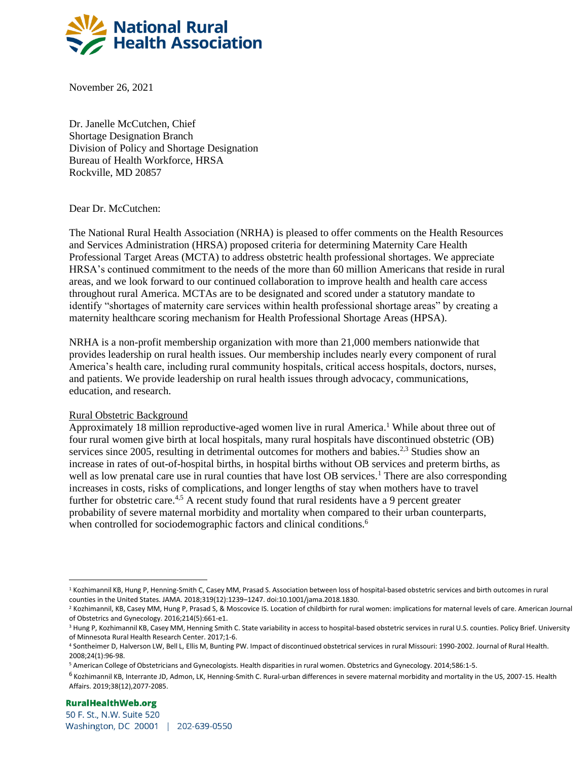# National Rural Health Association

November 26, 2021

Dr. Janelle McCutchen, Chief
Shortage Designation Branch
Division of Policy and Shortage Designation
Bureau of Health Workforce, HRSA
Rockville, MD 20857

Dear Dr. McCutchen:

The National Rural Health Association (NRHA) is pleased to offer comments on the Health Resources and Services Administration (HRSA) proposed criteria for determining Maternity Care Health Professional Target Areas (MCTA) to address obstetric health professional shortages. We appreciate HRSA's continued commitment to the needs of the more than 60 million Americans that reside in rural areas, and we look forward to our continued collaboration to improve health and health care access throughout rural America. MCTAs are to be designated and scored under a statutory mandate to identify "shortages of maternity care services within health professional shortage areas" by creating a maternity healthcare scoring mechanism for Health Professional Shortage Areas (HPSA).

NRHA is a non-profit membership organization with more than 21,000 members nationwide that provides leadership on rural health issues. Our membership includes nearly every component of rural America's health care, including rural community hospitals, critical access hospitals, doctors, nurses, and patients. We provide leadership on rural health issues through advocacy, communications, education, and research.

## Rural Obstetric Background

Approximately 18 million reproductive-aged women live in rural America.[1] While about three out of four rural women give birth at local hospitals, many rural hospitals have discontinued obstetric (OB) services since 2005, resulting in detrimental outcomes for mothers and babies.[2,3] Studies show an increase in rates of out-of-hospital births, in hospital births without OB services and preterm births, as well as low prenatal care use in rural counties that have lost OB services.[1] There are also corresponding increases in costs, risks of complications, and longer lengths of stay when mothers have to travel further for obstetric care.[4,5] A recent study found that rural residents have a 9 percent greater probability of severe maternal morbidity and mortality when compared to their urban counterparts, when controlled for sociodemographic factors and clinical conditions.[6]

---

[1] Kozhimannil KB, Hung P, Henning-Smith C, Casey MM, Prasad S. Association between loss of hospital-based obstetric services and birth outcomes in rural counties in the United States. JAMA. 2018;319(12):1239–1247. doi:10.1001/jama.2018.1830.

[2] Kozhimannil, KB, Casey MM, Hung P, Prasad S, & Moscovice IS. Location of childbirth for rural women: implications for maternal levels of care. American Journal of Obstetrics and Gynecology. 2016;214(5):661-e1.

[3] Hung P, Kozhimannil KB, Casey MM, Henning Smith C. State variability in access to hospital-based obstetric services in rural U.S. counties. Policy Brief. University of Minnesota Rural Health Research Center. 2017;1-6.

[4] Sontheimer D, Halverson LW, Bell L, Ellis M, Bunting PW. Impact of discontinued obstetrical services in rural Missouri: 1990-2002. Journal of Rural Health. 2008;24(1):96-98.

[5] American College of Obstetricians and Gynecologists. Health disparities in rural women. Obstetrics and Gynecology. 2014;586:1-5.

[6] Kozhimannil KB, Interrante JD, Admon, LK, Henning-Smith C. Rural-urban differences in severe maternal morbidity and mortality in the US, 2007-15. Health Affairs. 2019;38(12),2077-2085.

**RuralHealthWeb.org**
50 F. St., N.W. Suite 520
Washington, DC 20001 | 202-639-0550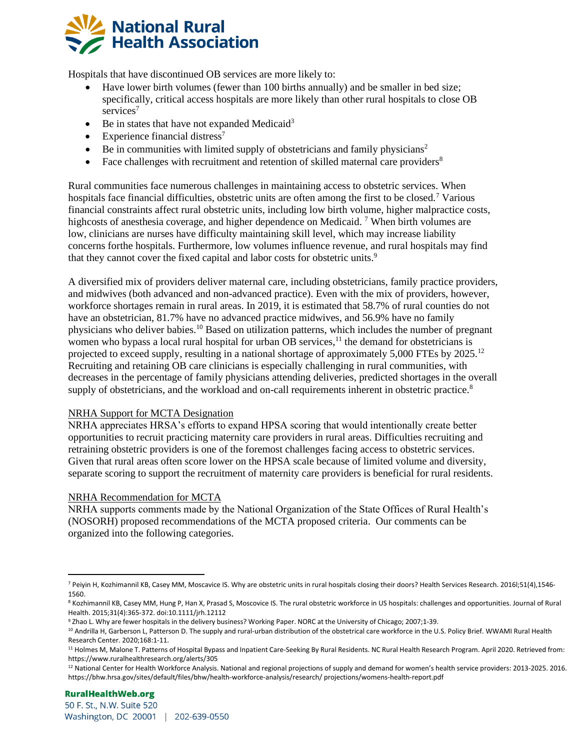Hospitals that have discontinued OB services are more likely to:

- Have lower birth volumes (fewer than 100 births annually) and be smaller in bed size; specifically, critical access hospitals are more likely than other rural hospitals to close OB services[7]
- Be in states that have not expanded Medicaid[3]
- Experience financial distress[7]
- Be in communities with limited supply of obstetricians and family physicians[2]
- Face challenges with recruitment and retention of skilled maternal care providers[8]

Rural communities face numerous challenges in maintaining access to obstetric services. When hospitals face financial difficulties, obstetric units are often among the first to be closed.[7] Various financial constraints affect rural obstetric units, including low birth volume, higher malpractice costs, highcosts of anesthesia coverage, and higher dependence on Medicaid. [7] When birth volumes are low, clinicians are nurses have difficulty maintaining skill level, which may increase liability concerns forthe hospitals. Furthermore, low volumes influence revenue, and rural hospitals may find that they cannot cover the fixed capital and labor costs for obstetric units.[9]

A diversified mix of providers deliver maternal care, including obstetricians, family practice providers, and midwives (both advanced and non-advanced practice). Even with the mix of providers, however, workforce shortages remain in rural areas. In 2019, it is estimated that 58.7% of rural counties do not have an obstetrician, 81.7% have no advanced practice midwives, and 56.9% have no family physicians who deliver babies.[10] Based on utilization patterns, which includes the number of pregnant women who bypass a local rural hospital for urban OB services,[11] the demand for obstetricians is projected to exceed supply, resulting in a national shortage of approximately 5,000 FTEs by 2025.[12] Recruiting and retaining OB care clinicians is especially challenging in rural communities, with decreases in the percentage of family physicians attending deliveries, predicted shortages in the overall supply of obstetricians, and the workload and on-call requirements inherent in obstetric practice.[8]

<u>NRHA Support for MCTA Designation</u>

NRHA appreciates HRSA's efforts to expand HPSA scoring that would intentionally create better opportunities to recruit practicing maternity care providers in rural areas. Difficulties recruiting and retraining obstetric providers is one of the foremost challenges facing access to obstetric services. Given that rural areas often score lower on the HPSA scale because of limited volume and diversity, separate scoring to support the recruitment of maternity care providers is beneficial for rural residents.

<u>NRHA Recommendation for MCTA</u>

NRHA supports comments made by the National Organization of the State Offices of Rural Health's (NOSORH) proposed recommendations of the MCTA proposed criteria. Our comments can be organized into the following categories.

---

[7] Peiyin H, Kozhimannil KB, Casey MM, Moscavice IS. Why are obstetric units in rural hospitals closing their doors? Health Services Research. 2016l;51(4),1546-1560.

[8] Kozhimannil KB, Casey MM, Hung P, Han X, Prasad S, Moscovice IS. The rural obstetric workforce in US hospitals: challenges and opportunities. Journal of Rural Health. 2015;31(4):365-372. doi:10.1111/jrh.12112

[9] Zhao L. Why are fewer hospitals in the delivery business? Working Paper. NORC at the University of Chicago; 2007;1-39.

[10] Andrilla H, Garberson L, Patterson D. The supply and rural-urban distribution of the obstetrical care workforce in the U.S. Policy Brief. WWAMI Rural Health Research Center. 2020;168:1-11.

[11] Holmes M, Malone T. Patterns of Hospital Bypass and Inpatient Care-Seeking By Rural Residents. NC Rural Health Research Program. April 2020. Retrieved from: https://www.ruralhealthresearch.org/alerts/305

[12] National Center for Health Workforce Analysis. National and regional projections of supply and demand for women's health service providers: 2013-2025. 2016. https://bhw.hrsa.gov/sites/default/files/bhw/health-workforce-analysis/research/ projections/womens-health-report.pdf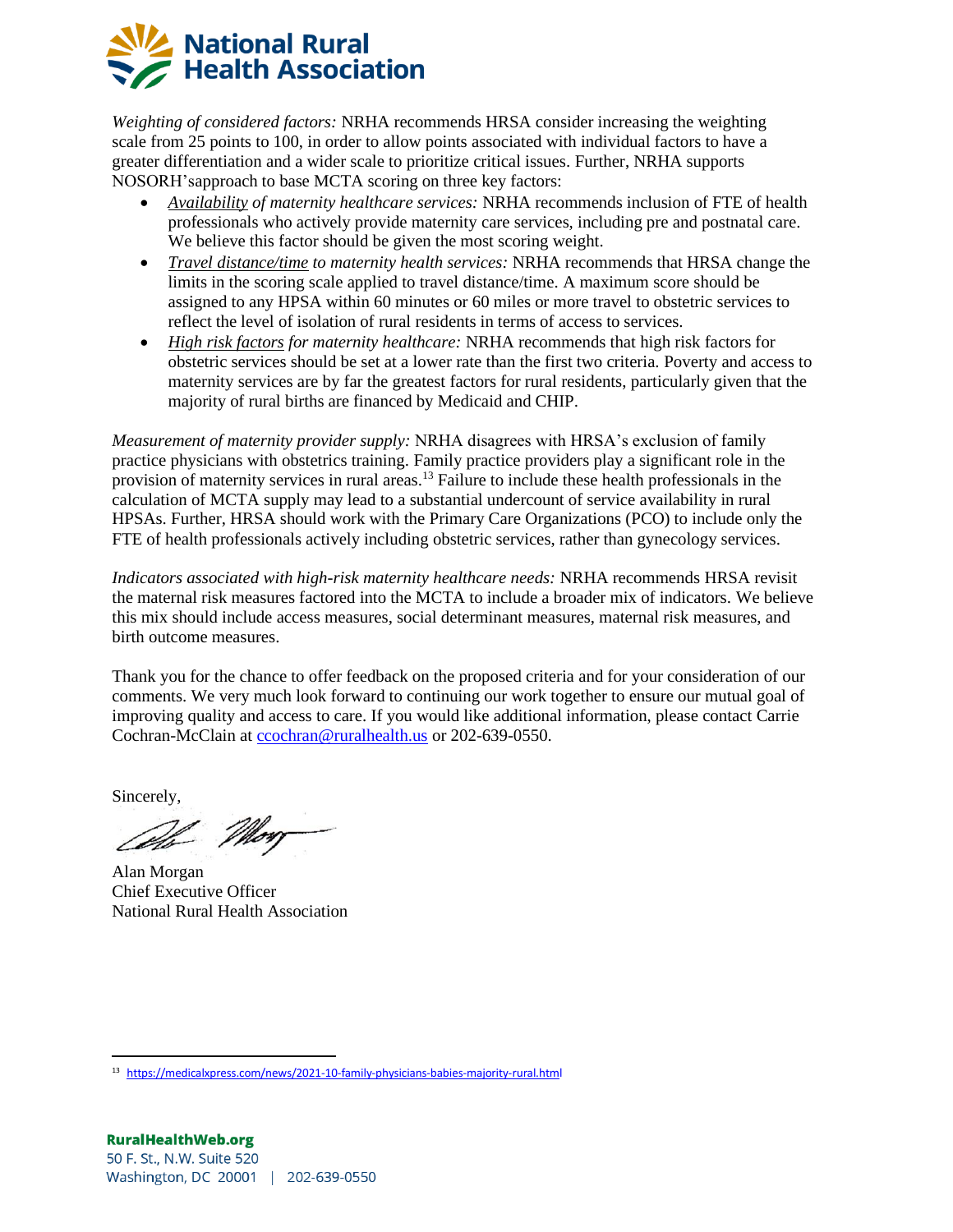*Weighting of considered factors:* NRHA recommends HRSA consider increasing the weighting scale from 25 points to 100, in order to allow points associated with individual factors to have a greater differentiation and a wider scale to prioritize critical issues. Further, NRHA supports NOSORH'sapproach to base MCTA scoring on three key factors:

- *Availability of maternity healthcare services:* NRHA recommends inclusion of FTE of health professionals who actively provide maternity care services, including pre and postnatal care. We believe this factor should be given the most scoring weight.
- *Travel distance/time to maternity health services:* NRHA recommends that HRSA change the limits in the scoring scale applied to travel distance/time. A maximum score should be assigned to any HPSA within 60 minutes or 60 miles or more travel to obstetric services to reflect the level of isolation of rural residents in terms of access to services.
- *High risk factors for maternity healthcare:* NRHA recommends that high risk factors for obstetric services should be set at a lower rate than the first two criteria. Poverty and access to maternity services are by far the greatest factors for rural residents, particularly given that the majority of rural births are financed by Medicaid and CHIP.

*Measurement of maternity provider supply:* NRHA disagrees with HRSA's exclusion of family practice physicians with obstetrics training. Family practice providers play a significant role in the provision of maternity services in rural areas.[13] Failure to include these health professionals in the calculation of MCTA supply may lead to a substantial undercount of service availability in rural HPSAs. Further, HRSA should work with the Primary Care Organizations (PCO) to include only the FTE of health professionals actively including obstetric services, rather than gynecology services.

*Indicators associated with high-risk maternity healthcare needs:* NRHA recommends HRSA revisit the maternal risk measures factored into the MCTA to include a broader mix of indicators. We believe this mix should include access measures, social determinant measures, maternal risk measures, and birth outcome measures.

Thank you for the chance to offer feedback on the proposed criteria and for your consideration of our comments. We very much look forward to continuing our work together to ensure our mutual goal of improving quality and access to care. If you would like additional information, please contact Carrie Cochran-McClain at ccochran@ruralhealth.us or 202-639-0550.

Sincerely,

Alan Morgan
Chief Executive Officer
National Rural Health Association

---

[13] https://medicalxpress.com/news/2021-10-family-physicians-babies-majority-rural.html